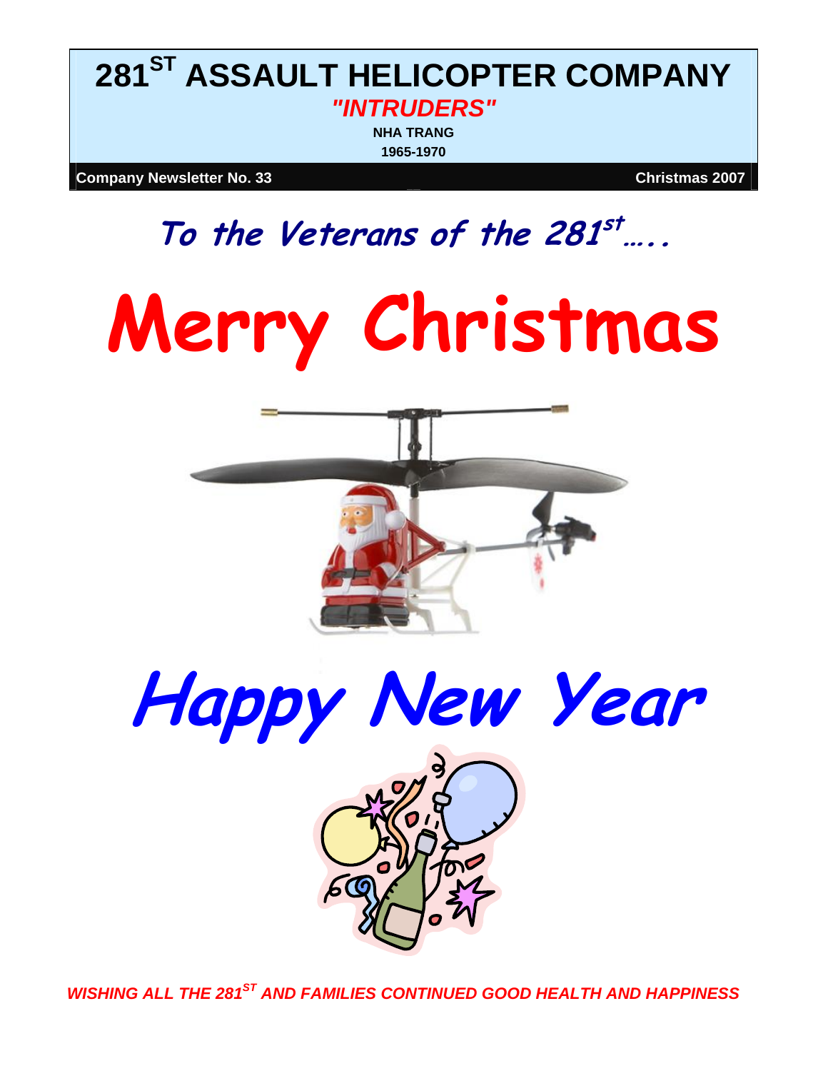# 281$^{ST}$ ASSAULT HELICOPTER COMPANY

***"INTRUDERS"***

**NHA TRANG**

**1965-1970**

**Company Newsletter No. 33** **Christmas 2007**

## *To the Veterans of the 281$^{st}$.....*

# Merry Christmas

# *Happy New Year*

***WISHING ALL THE 281$^{ST}$ AND FAMILIES CONTINUED GOOD HEALTH AND HAPPINESS***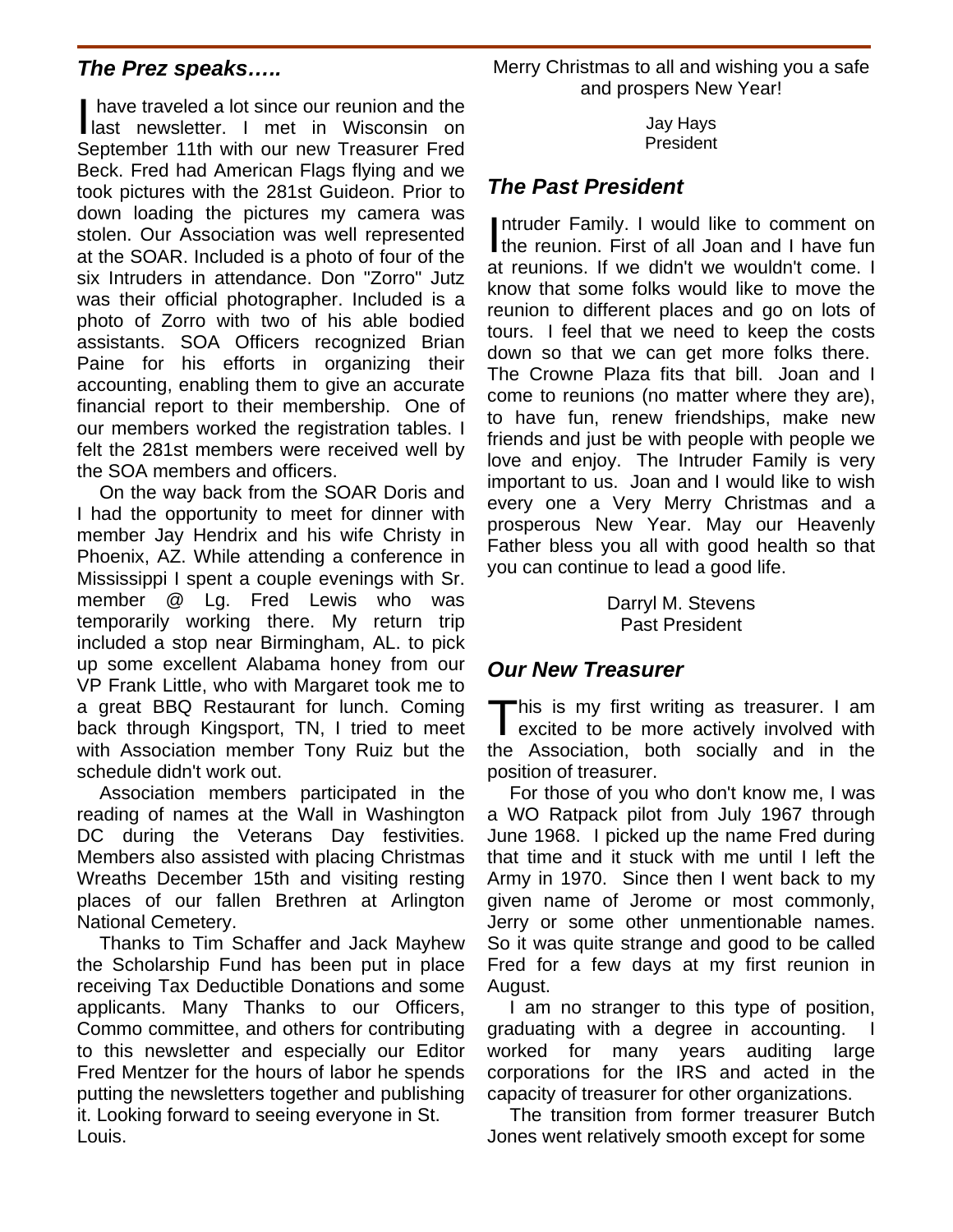## *The Prez speaks…..*

I have traveled a lot since our reunion and the last newsletter. I met in Wisconsin on September 11th with our new Treasurer Fred Beck. Fred had American Flags flying and we took pictures with the 281st Guideon. Prior to down loading the pictures my camera was stolen. Our Association was well represented at the SOAR. Included is a photo of four of the six Intruders in attendance. Don "Zorro" Jutz was their official photographer. Included is a photo of Zorro with two of his able bodied assistants. SOA Officers recognized Brian Paine for his efforts in organizing their accounting, enabling them to give an accurate financial report to their membership. One of our members worked the registration tables. I felt the 281st members were received well by the SOA members and officers.

On the way back from the SOAR Doris and I had the opportunity to meet for dinner with member Jay Hendrix and his wife Christy in Phoenix, AZ. While attending a conference in Mississippi I spent a couple evenings with Sr. member @ Lg. Fred Lewis who was temporarily working there. My return trip included a stop near Birmingham, AL. to pick up some excellent Alabama honey from our VP Frank Little, who with Margaret took me to a great BBQ Restaurant for lunch. Coming back through Kingsport, TN, I tried to meet with Association member Tony Ruiz but the schedule didn't work out.

Association members participated in the reading of names at the Wall in Washington DC during the Veterans Day festivities. Members also assisted with placing Christmas Wreaths December 15th and visiting resting places of our fallen Brethren at Arlington National Cemetery.

Thanks to Tim Schaffer and Jack Mayhew the Scholarship Fund has been put in place receiving Tax Deductible Donations and some applicants. Many Thanks to our Officers, Commo committee, and others for contributing to this newsletter and especially our Editor Fred Mentzer for the hours of labor he spends putting the newsletters together and publishing it. Looking forward to seeing everyone in St. Louis.

Merry Christmas to all and wishing you a safe and prospers New Year!

Jay Hays
President

## *The Past President*

Intruder Family. I would like to comment on the reunion. First of all Joan and I have fun at reunions. If we didn't we wouldn't come. I know that some folks would like to move the reunion to different places and go on lots of tours. I feel that we need to keep the costs down so that we can get more folks there. The Crowne Plaza fits that bill. Joan and I come to reunions (no matter where they are), to have fun, renew friendships, make new friends and just be with people with people we love and enjoy. The Intruder Family is very important to us. Joan and I would like to wish every one a Very Merry Christmas and a prosperous New Year. May our Heavenly Father bless you all with good health so that you can continue to lead a good life.

Darryl M. Stevens
Past President

## *Our New Treasurer*

This is my first writing as treasurer. I am excited to be more actively involved with the Association, both socially and in the position of treasurer.

For those of you who don't know me, I was a WO Ratpack pilot from July 1967 through June 1968. I picked up the name Fred during that time and it stuck with me until I left the Army in 1970. Since then I went back to my given name of Jerome or most commonly, Jerry or some other unmentionable names. So it was quite strange and good to be called Fred for a few days at my first reunion in August.

I am no stranger to this type of position, graduating with a degree in accounting. I worked for many years auditing large corporations for the IRS and acted in the capacity of treasurer for other organizations.

The transition from former treasurer Butch Jones went relatively smooth except for some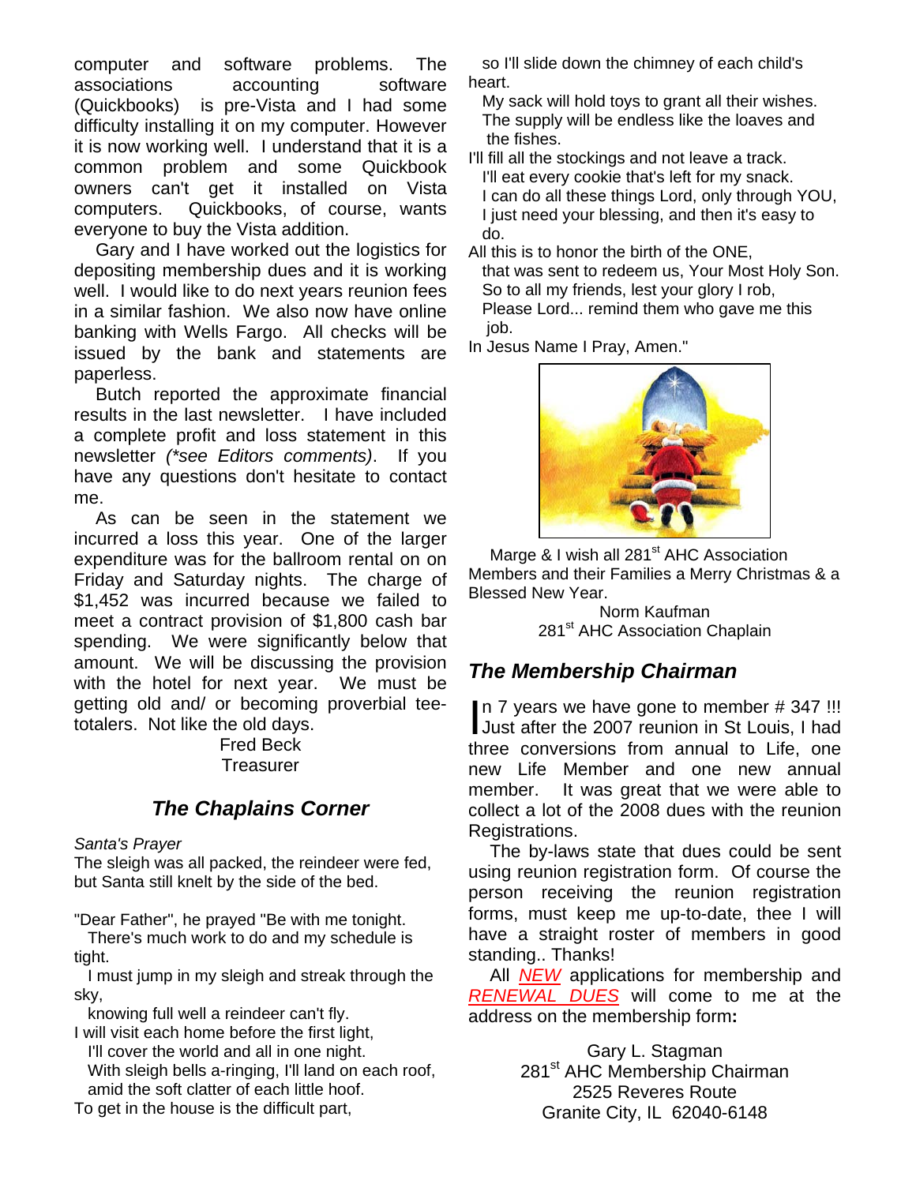computer and software problems. The associations accounting software (Quickbooks) is pre-Vista and I had some difficulty installing it on my computer. However it is now working well. I understand that it is a common problem and some Quickbook owners can't get it installed on Vista computers. Quickbooks, of course, wants everyone to buy the Vista addition.

Gary and I have worked out the logistics for depositing membership dues and it is working well. I would like to do next years reunion fees in a similar fashion. We also now have online banking with Wells Fargo. All checks will be issued by the bank and statements are paperless.

Butch reported the approximate financial results in the last newsletter. I have included a complete profit and loss statement in this newsletter *(*see Editors comments)*. If you have any questions don't hesitate to contact me.

As can be seen in the statement we incurred a loss this year. One of the larger expenditure was for the ballroom rental on on Friday and Saturday nights. The charge of $1,452 was incurred because we failed to meet a contract provision of $1,800 cash bar spending. We were significantly below that amount. We will be discussing the provision with the hotel for next year. We must be getting old and/ or becoming proverbial tee-totalers. Not like the old days.

Fred Beck
Treasurer

## *The Chaplains Corner*

*Santa's Prayer*

The sleigh was all packed, the reindeer were fed,
but Santa still knelt by the side of the bed.

"Dear Father", he prayed "Be with me tonight.
There's much work to do and my schedule is tight.
I must jump in my sleigh and streak through the sky,
knowing full well a reindeer can't fly.
I will visit each home before the first light,
I'll cover the world and all in one night.
With sleigh bells a-ringing, I'll land on each roof,
amid the soft clatter of each little hoof.
To get in the house is the difficult part,
so I'll slide down the chimney of each child's heart.
My sack will hold toys to grant all their wishes.
The supply will be endless like the loaves and the fishes.
I'll fill all the stockings and not leave a track.
I'll eat every cookie that's left for my snack.
I can do all these things Lord, only through YOU,
I just need your blessing, and then it's easy to do.
All this is to honor the birth of the ONE,
that was sent to redeem us, Your Most Holy Son.
So to all my friends, lest your glory I rob,
Please Lord... remind them who gave me this job.
In Jesus Name I Pray, Amen."

Marge & I wish all 281st AHC Association Members and their Families a Merry Christmas & a Blessed New Year.

Norm Kaufman
281st AHC Association Chaplain

## *The Membership Chairman*

In 7 years we have gone to member # 347 !!! Just after the 2007 reunion in St Louis, I had three conversions from annual to Life, one new Life Member and one new annual member. It was great that we were able to collect a lot of the 2008 dues with the reunion Registrations.

The by-laws state that dues could be sent using reunion registration form. Of course the person receiving the reunion registration forms, must keep me up-to-date, thee I will have a straight roster of members in good standing.. Thanks!

All *NEW* applications for membership and *RENEWAL DUES* will come to me at the address on the membership form**:**

Gary L. Stagman
281st AHC Membership Chairman
2525 Reveres Route
Granite City, IL 62040-6148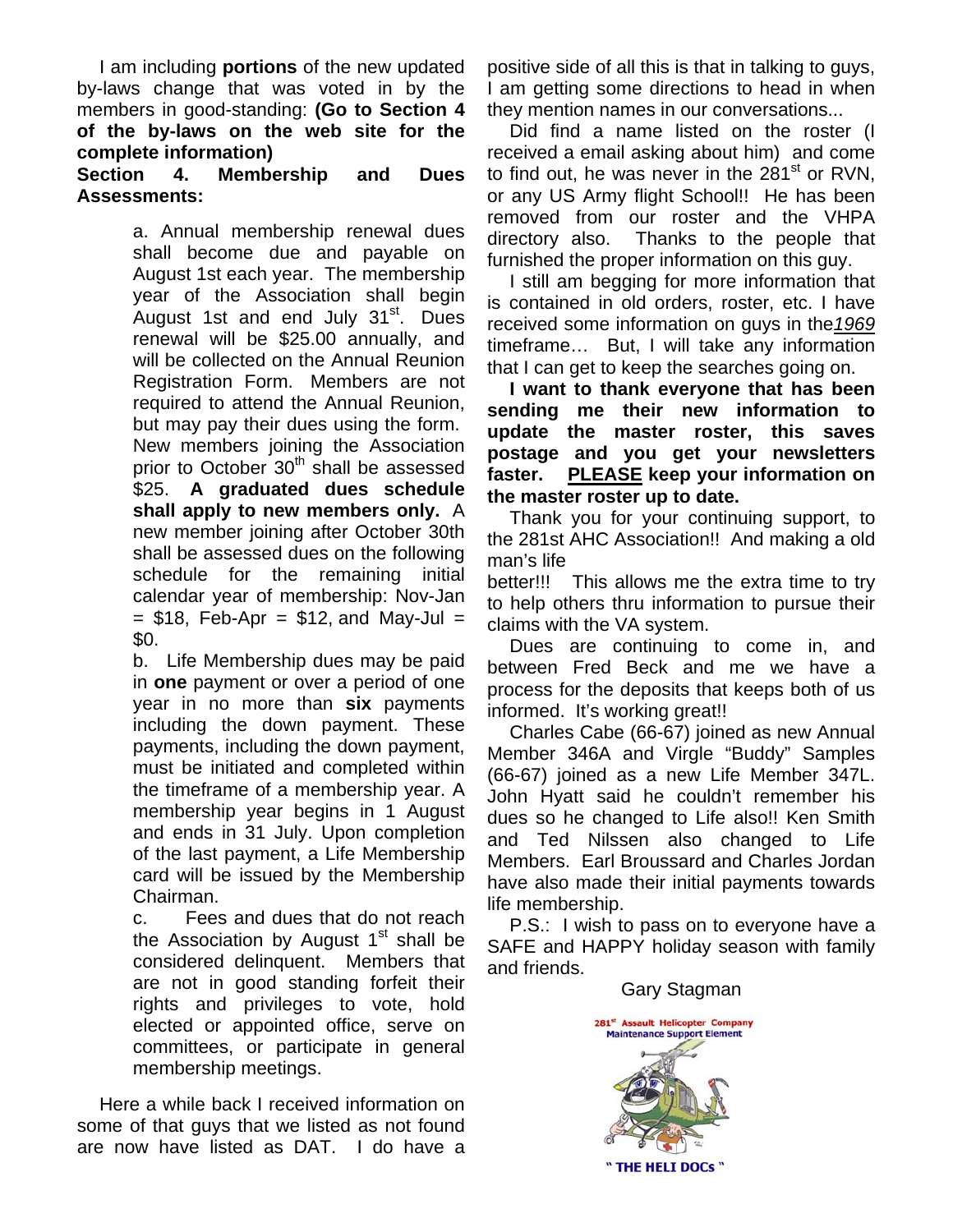I am including **portions** of the new updated by-laws change that was voted in by the members in good-standing: **(Go to Section 4 of the by-laws on the web site for the complete information)**

**Section 4. Membership and Dues Assessments:**

> a. Annual membership renewal dues shall become due and payable on August 1st each year. The membership year of the Association shall begin August 1st and end July 31st. Dues renewal will be $25.00 annually, and will be collected on the Annual Reunion Registration Form. Members are not required to attend the Annual Reunion, but may pay their dues using the form. New members joining the Association prior to October 30th shall be assessed $25. **A graduated dues schedule shall apply to new members only.** A new member joining after October 30th shall be assessed dues on the following schedule for the remaining initial calendar year of membership: Nov-Jan = $18, Feb-Apr = $12, and May-Jul = $0.
>
> b. Life Membership dues may be paid in **one** payment or over a period of one year in no more than **six** payments including the down payment. These payments, including the down payment, must be initiated and completed within the timeframe of a membership year. A membership year begins in 1 August and ends in 31 July. Upon completion of the last payment, a Life Membership card will be issued by the Membership Chairman.
>
> c. Fees and dues that do not reach the Association by August 1st shall be considered delinquent. Members that are not in good standing forfeit their rights and privileges to vote, hold elected or appointed office, serve on committees, or participate in general membership meetings.

Here a while back I received information on some of that guys that we listed as not found are now have listed as DAT. I do have a positive side of all this is that in talking to guys, I am getting some directions to head in when they mention names in our conversations...

Did find a name listed on the roster (I received a email asking about him) and come to find out, he was never in the 281st or RVN, or any US Army flight School!! He has been removed from our roster and the VHPA directory also. Thanks to the people that furnished the proper information on this guy.

I still am begging for more information that is contained in old orders, roster, etc. I have received some information on guys in the ***1969*** timeframe… But, I will take any information that I can get to keep the searches going on.

**I want to thank everyone that has been sending me their new information to update the master roster, this saves postage and you get your newsletters faster. PLEASE keep your information on the master roster up to date.**

Thank you for your continuing support, to the 281st AHC Association!! And making a old man's life better!!! This allows me the extra time to try to help others thru information to pursue their claims with the VA system.

Dues are continuing to come in, and between Fred Beck and me we have a process for the deposits that keeps both of us informed. It's working great!!

Charles Cabe (66-67) joined as new Annual Member 346A and Virgle "Buddy" Samples (66-67) joined as a new Life Member 347L. John Hyatt said he couldn't remember his dues so he changed to Life also!! Ken Smith and Ted Nilssen also changed to Life Members. Earl Broussard and Charles Jordan have also made their initial payments towards life membership.

P.S.: I wish to pass on to everyone have a SAFE and HAPPY holiday season with family and friends.

Gary Stagman

281st Assault Helicopter Company
Maintenance Support Element

" THE HELI DOCs "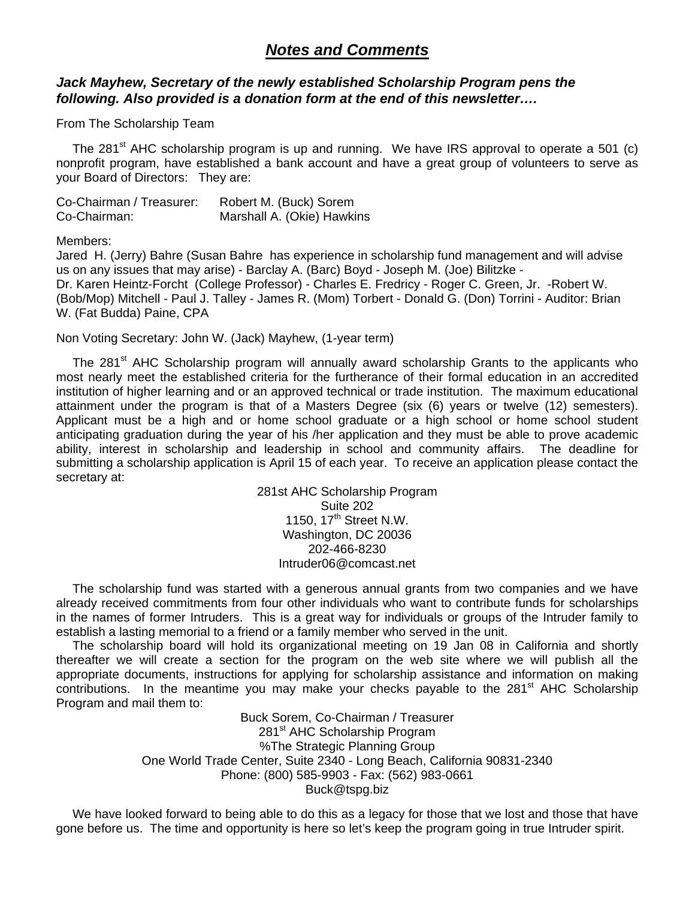## ***Notes and Comments***

***Jack Mayhew, Secretary of the newly established Scholarship Program pens the following. Also provided is a donation form at the end of this newsletter….***

From The Scholarship Team

The 281st AHC scholarship program is up and running. We have IRS approval to operate a 501 (c) nonprofit program, have established a bank account and have a great group of volunteers to serve as your Board of Directors: They are:

Co-Chairman / Treasurer: Robert M. (Buck) Sorem
Co-Chairman: Marshall A. (Okie) Hawkins

Members:
Jared H. (Jerry) Bahre (Susan Bahre has experience in scholarship fund management and will advise us on any issues that may arise) - Barclay A. (Barc) Boyd - Joseph M. (Joe) Bilitzke - Dr. Karen Heintz-Forcht (College Professor) - Charles E. Fredricy - Roger C. Green, Jr. -Robert W. (Bob/Mop) Mitchell - Paul J. Talley - James R. (Mom) Torbert - Donald G. (Don) Torrini - Auditor: Brian W. (Fat Budda) Paine, CPA

Non Voting Secretary: John W. (Jack) Mayhew, (1-year term)

The 281st AHC Scholarship program will annually award scholarship Grants to the applicants who most nearly meet the established criteria for the furtherance of their formal education in an accredited institution of higher learning and or an approved technical or trade institution. The maximum educational attainment under the program is that of a Masters Degree (six (6) years or twelve (12) semesters). Applicant must be a high and or home school graduate or a high school or home school student anticipating graduation during the year of his /her application and they must be able to prove academic ability, interest in scholarship and leadership in school and community affairs. The deadline for submitting a scholarship application is April 15 of each year. To receive an application please contact the secretary at:

281st AHC Scholarship Program
Suite 202
1150, 17th Street N.W.
Washington, DC 20036
202-466-8230
Intruder06@comcast.net

The scholarship fund was started with a generous annual grants from two companies and we have already received commitments from four other individuals who want to contribute funds for scholarships in the names of former Intruders. This is a great way for individuals or groups of the Intruder family to establish a lasting memorial to a friend or a family member who served in the unit.

The scholarship board will hold its organizational meeting on 19 Jan 08 in California and shortly thereafter we will create a section for the program on the web site where we will publish all the appropriate documents, instructions for applying for scholarship assistance and information on making contributions. In the meantime you may make your checks payable to the 281st AHC Scholarship Program and mail them to:

Buck Sorem, Co-Chairman / Treasurer
281st AHC Scholarship Program
%The Strategic Planning Group
One World Trade Center, Suite 2340 - Long Beach, California 90831-2340
Phone: (800) 585-9903 - Fax: (562) 983-0661
Buck@tspg.biz

We have looked forward to being able to do this as a legacy for those that we lost and those that have gone before us. The time and opportunity is here so let's keep the program going in true Intruder spirit.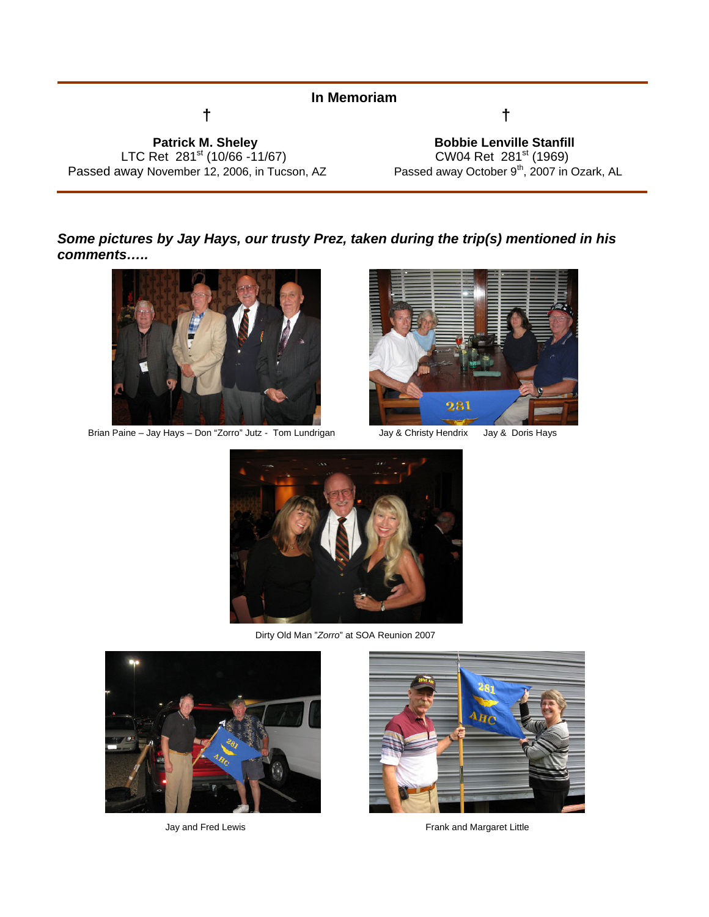## In Memoriam

†

**Patrick M. Sheley**
LTC Ret 281st (10/66 -11/67)
Passed away November 12, 2006, in Tucson, AZ

†

**Bobbie Lenville Stanfill**
CW04 Ret 281st (1969)
Passed away October 9th, 2007 in Ozark, AL

***Some pictures by Jay Hays, our trusty Prez, taken during the trip(s) mentioned in his comments…..***

Brian Paine – Jay Hays – Don "Zorro" Jutz - Tom Lundrigan

Jay & Christy Hendrix Jay & Doris Hays

Dirty Old Man "*Zorro*" at SOA Reunion 2007

Jay and Fred Lewis

Frank and Margaret Little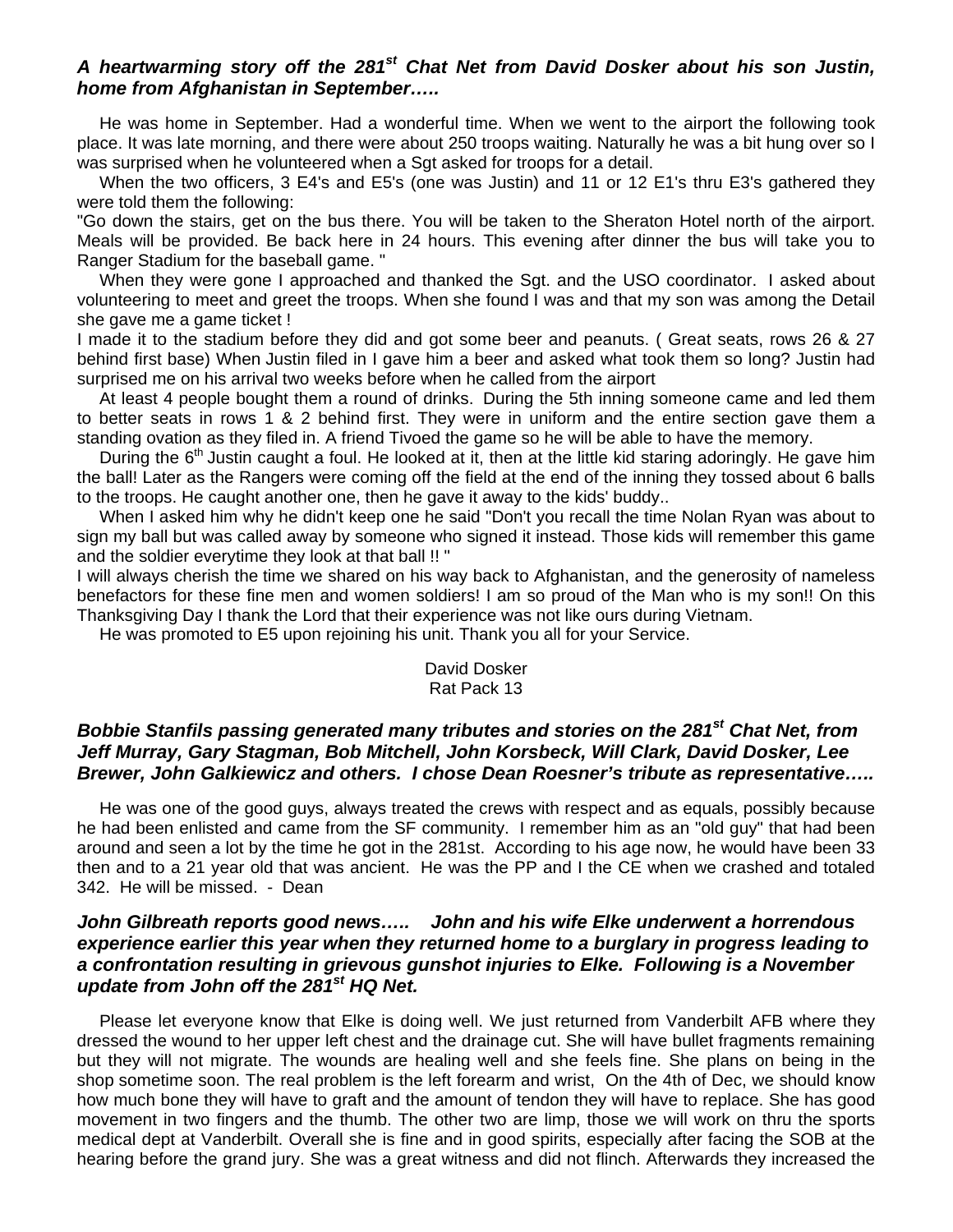***A heartwarming story off the 281st Chat Net from David Dosker about his son Justin, home from Afghanistan in September…..***

He was home in September. Had a wonderful time. When we went to the airport the following took place. It was late morning, and there were about 250 troops waiting. Naturally he was a bit hung over so I was surprised when he volunteered when a Sgt asked for troops for a detail.

When the two officers, 3 E4's and E5's (one was Justin) and 11 or 12 E1's thru E3's gathered they were told them the following:

"Go down the stairs, get on the bus there. You will be taken to the Sheraton Hotel north of the airport. Meals will be provided. Be back here in 24 hours. This evening after dinner the bus will take you to Ranger Stadium for the baseball game. "

When they were gone I approached and thanked the Sgt. and the USO coordinator. I asked about volunteering to meet and greet the troops. When she found I was and that my son was among the Detail she gave me a game ticket !

I made it to the stadium before they did and got some beer and peanuts. ( Great seats, rows 26 & 27 behind first base) When Justin filed in I gave him a beer and asked what took them so long? Justin had surprised me on his arrival two weeks before when he called from the airport

At least 4 people bought them a round of drinks. During the 5th inning someone came and led them to better seats in rows 1 & 2 behind first. They were in uniform and the entire section gave them a standing ovation as they filed in. A friend Tivoed the game so he will be able to have the memory.

During the 6th Justin caught a foul. He looked at it, then at the little kid staring adoringly. He gave him the ball! Later as the Rangers were coming off the field at the end of the inning they tossed about 6 balls to the troops. He caught another one, then he gave it away to the kids' buddy..

When I asked him why he didn't keep one he said "Don't you recall the time Nolan Ryan was about to sign my ball but was called away by someone who signed it instead. Those kids will remember this game and the soldier everytime they look at that ball !! "

I will always cherish the time we shared on his way back to Afghanistan, and the generosity of nameless benefactors for these fine men and women soldiers! I am so proud of the Man who is my son!! On this Thanksgiving Day I thank the Lord that their experience was not like ours during Vietnam.

He was promoted to E5 upon rejoining his unit. Thank you all for your Service.

David Dosker
Rat Pack 13

***Bobbie Stanfils passing generated many tributes and stories on the 281st Chat Net, from Jeff Murray, Gary Stagman, Bob Mitchell, John Korsbeck, Will Clark, David Dosker, Lee Brewer, John Galkiewicz and others. I chose Dean Roesner's tribute as representative…..***

He was one of the good guys, always treated the crews with respect and as equals, possibly because he had been enlisted and came from the SF community. I remember him as an "old guy" that had been around and seen a lot by the time he got in the 281st. According to his age now, he would have been 33 then and to a 21 year old that was ancient. He was the PP and I the CE when we crashed and totaled 342. He will be missed. - Dean

***John Gilbreath reports good news….. John and his wife Elke underwent a horrendous experience earlier this year when they returned home to a burglary in progress leading to a confrontation resulting in grievous gunshot injuries to Elke. Following is a November update from John off the 281st HQ Net.***

Please let everyone know that Elke is doing well. We just returned from Vanderbilt AFB where they dressed the wound to her upper left chest and the drainage cut. She will have bullet fragments remaining but they will not migrate. The wounds are healing well and she feels fine. She plans on being in the shop sometime soon. The real problem is the left forearm and wrist, On the 4th of Dec, we should know how much bone they will have to graft and the amount of tendon they will have to replace. She has good movement in two fingers and the thumb. The other two are limp, those we will work on thru the sports medical dept at Vanderbilt. Overall she is fine and in good spirits, especially after facing the SOB at the hearing before the grand jury. She was a great witness and did not flinch. Afterwards they increased the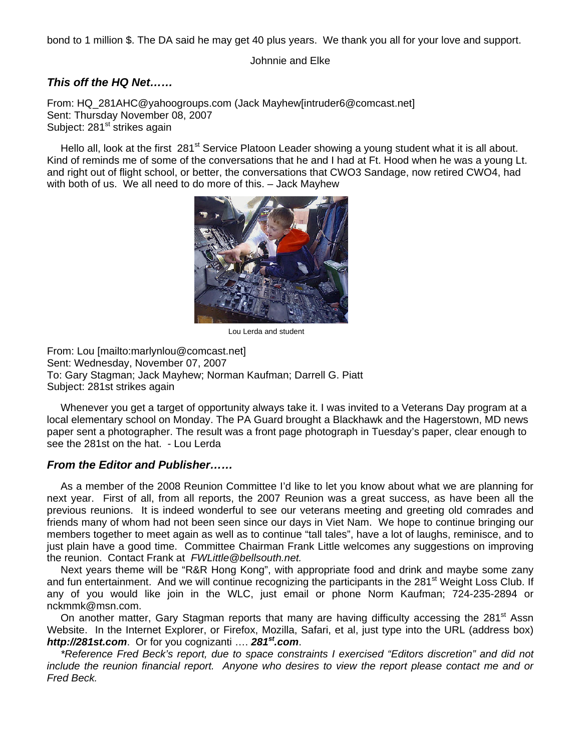bond to 1 million $. The DA said he may get 40 plus years. We thank you all for your love and support.

Johnnie and Elke

### *This off the HQ Net……*

From: HQ_281AHC@yahoogroups.com (Jack Mayhew[intruder6@comcast.net]
Sent: Thursday November 08, 2007
Subject: 281st strikes again

Hello all, look at the first 281st Service Platoon Leader showing a young student what it is all about. Kind of reminds me of some of the conversations that he and I had at Ft. Hood when he was a young Lt. and right out of flight school, or better, the conversations that CWO3 Sandage, now retired CWO4, had with both of us. We all need to do more of this. – Jack Mayhew

Lou Lerda and student

From: Lou [mailto:marlynlou@comcast.net]
Sent: Wednesday, November 07, 2007
To: Gary Stagman; Jack Mayhew; Norman Kaufman; Darrell G. Piatt
Subject: 281st strikes again

Whenever you get a target of opportunity always take it. I was invited to a Veterans Day program at a local elementary school on Monday. The PA Guard brought a Blackhawk and the Hagerstown, MD news paper sent a photographer. The result was a front page photograph in Tuesday's paper, clear enough to see the 281st on the hat. - Lou Lerda

### *From the Editor and Publisher……*

As a member of the 2008 Reunion Committee I'd like to let you know about what we are planning for next year. First of all, from all reports, the 2007 Reunion was a great success, as have been all the previous reunions. It is indeed wonderful to see our veterans meeting and greeting old comrades and friends many of whom had not been seen since our days in Viet Nam. We hope to continue bringing our members together to meet again as well as to continue "tall tales", have a lot of laughs, reminisce, and to just plain have a good time. Committee Chairman Frank Little welcomes any suggestions on improving the reunion. Contact Frank at *FWLittle@bellsouth.net.*

Next years theme will be "R&R Hong Kong", with appropriate food and drink and maybe some zany and fun entertainment. And we will continue recognizing the participants in the 281st Weight Loss Club. If any of you would like join in the WLC, just email or phone Norm Kaufman; 724-235-2894 or nckmmk@msn.com.

On another matter, Gary Stagman reports that many are having difficulty accessing the 281st Assn Website. In the Internet Explorer, or Firefox, Mozilla, Safari, et al, just type into the URL (address box) ***http://281st.com***. Or for you cognizanti …. ***281st.com***.

*\*Reference Fred Beck's report, due to space constraints I exercised "Editors discretion" and did not include the reunion financial report. Anyone who desires to view the report please contact me and or Fred Beck.*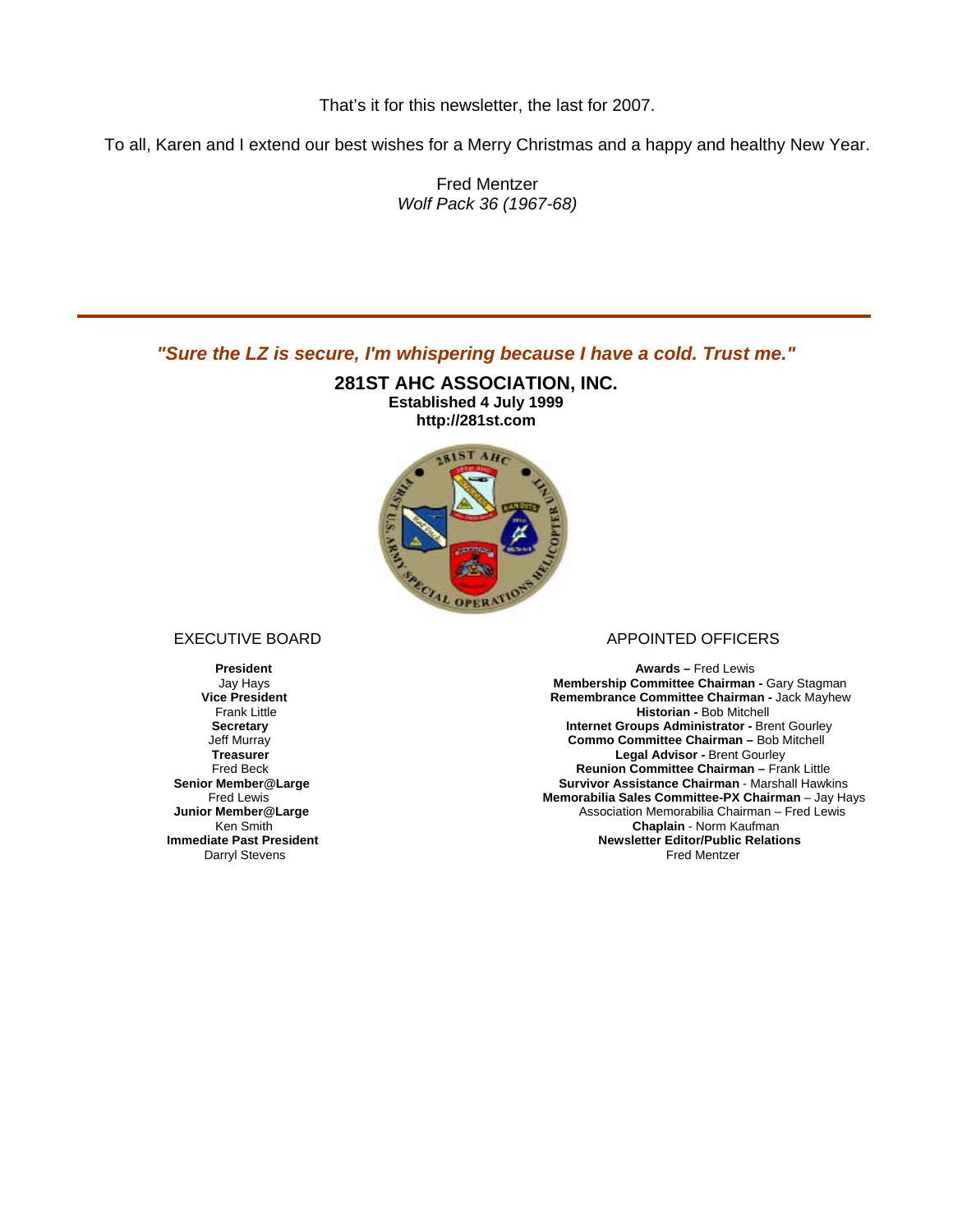That's it for this newsletter, the last for 2007.

To all, Karen and I extend our best wishes for a Merry Christmas and a happy and healthy New Year.

Fred Mentzer
*Wolf Pack 36 (1967-68)*

---

***"Sure the LZ is secure, I'm whispering because I have a cold. Trust me."***

**281ST AHC ASSOCIATION, INC.**
**Established 4 July 1999**
**http://281st.com**

EXECUTIVE BOARD

**President**
Jay Hays
**Vice President**
Frank Little
**Secretary**
Jeff Murray
**Treasurer**
Fred Beck
**Senior Member@Large**
Fred Lewis
**Junior Member@Large**
Ken Smith
**Immediate Past President**
Darryl Stevens

APPOINTED OFFICERS

**Awards –** Fred Lewis
**Membership Committee Chairman -** Gary Stagman
**Remembrance Committee Chairman -** Jack Mayhew
**Historian -** Bob Mitchell
**Internet Groups Administrator -** Brent Gourley
**Commo Committee Chairman –** Bob Mitchell
**Legal Advisor -** Brent Gourley
**Reunion Committee Chairman –** Frank Little
**Survivor Assistance Chairman** - Marshall Hawkins
**Memorabilia Sales Committee-PX Chairman** – Jay Hays
Association Memorabilia Chairman – Fred Lewis
**Chaplain** - Norm Kaufman
**Newsletter Editor/Public Relations**
Fred Mentzer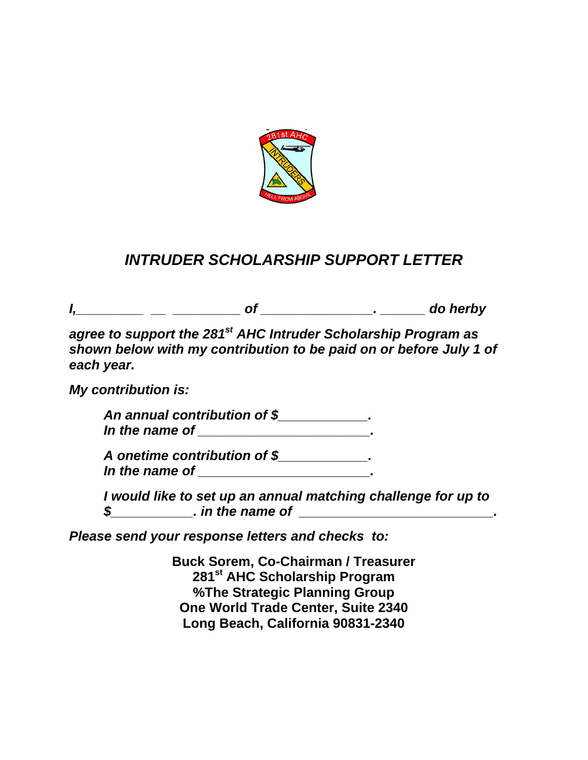# *INTRUDER SCHOLARSHIP SUPPORT LETTER*

***I,_________ __ _________ of _______________. ______ do herby agree to support the 281st AHC Intruder Scholarship Program as shown below with my contribution to be paid on or before July 1 of each year.***

***My contribution is:***

> ***An annual contribution of $____________.***
> ***In the name of _______________________.***
>
> ***A onetime contribution of $____________.***
> ***In the name of _______________________.***
>
> ***I would like to set up an annual matching challenge for up to $___________. in the name of __________________________.***

***Please send your response letters and checks to:***

**Buck Sorem, Co-Chairman / Treasurer**
**281st AHC Scholarship Program**
**%The Strategic Planning Group**
**One World Trade Center, Suite 2340**
**Long Beach, California 90831-2340**